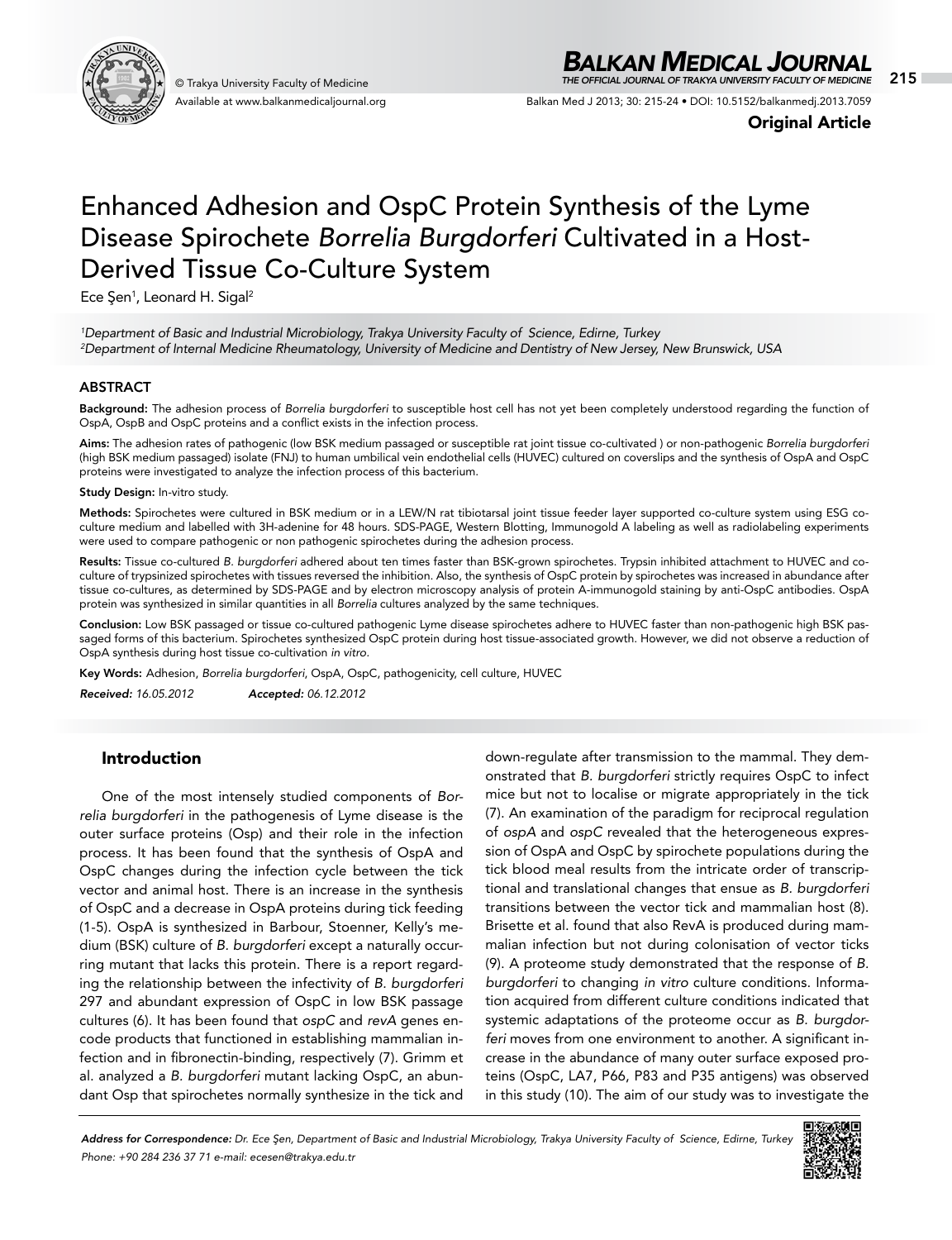Original Article

# Enhanced Adhesion and OspC Protein Synthesis of the Lyme Disease Spirochete *Borrelia Burgdorferi* Cultivated in a Host-Derived Tissue Co-Culture System

Ece Şen[1], Leonard H. Sigal[2]

[1]*Department of Basic and Industrial Microbiology, Trakya University Faculty of Science, Edirne, Turkey*
[2]*Department of Internal Medicine Rheumatology, University of Medicine and Dentistry of New Jersey, New Brunswick, USA*

## ABSTRACT

**Background:** The adhesion process of *Borrelia burgdorferi* to susceptible host cell has not yet been completely understood regarding the function of OspA, OspB and OspC proteins and a conflict exists in the infection process.

**Aims:** The adhesion rates of pathogenic (low BSK medium passaged or susceptible rat joint tissue co-cultivated ) or non-pathogenic *Borrelia burgdorferi* (high BSK medium passaged) isolate (FNJ) to human umbilical vein endothelial cells (HUVEC) cultured on coverslips and the synthesis of OspA and OspC proteins were investigated to analyze the infection process of this bacterium.

**Study Design:** In-vitro study.

**Methods:** Spirochetes were cultured in BSK medium or in a LEW/N rat tibiotarsal joint tissue feeder layer supported co-culture system using ESG co-culture medium and labelled with 3H-adenine for 48 hours. SDS-PAGE, Western Blotting, Immunogold A labeling as well as radiolabeling experiments were used to compare pathogenic or non pathogenic spirochetes during the adhesion process.

**Results:** Tissue co-cultured *B. burgdorferi* adhered about ten times faster than BSK-grown spirochetes. Trypsin inhibited attachment to HUVEC and co-culture of trypsinized spirochetes with tissues reversed the inhibition. Also, the synthesis of OspC protein by spirochetes was increased in abundance after tissue co-cultures, as determined by SDS-PAGE and by electron microscopy analysis of protein A-immunogold staining by anti-OspC antibodies. OspA protein was synthesized in similar quantities in all *Borrelia* cultures analyzed by the same techniques.

**Conclusion:** Low BSK passaged or tissue co-cultured pathogenic Lyme disease spirochetes adhere to HUVEC faster than non-pathogenic high BSK passaged forms of this bacterium. Spirochetes synthesized OspC protein during host tissue-associated growth. However, we did not observe a reduction of OspA synthesis during host tissue co-cultivation *in vitro*.

**Key Words:** Adhesion, *Borrelia burgdorferi*, OspA, OspC, pathogenicity, cell culture, HUVEC

***Received:*** *16.05.2012* ***Accepted:*** *06.12.2012*

## Introduction

One of the most intensely studied components of *Borrelia burgdorferi* in the pathogenesis of Lyme disease is the outer surface proteins (Osp) and their role in the infection process. It has been found that the synthesis of OspA and OspC changes during the infection cycle between the tick vector and animal host. There is an increase in the synthesis of OspC and a decrease in OspA proteins during tick feeding (1-5). OspA is synthesized in Barbour, Stoenner, Kelly's medium (BSK) culture of *B. burgdorferi* except a naturally occurring mutant that lacks this protein. There is a report regarding the relationship between the infectivity of *B. burgdorferi* 297 and abundant expression of OspC in low BSK passage cultures (6). It has been found that *ospC* and *revA* genes encode products that functioned in establishing mammalian infection and in fibronectin-binding, respectively (7). Grimm et al. analyzed a *B. burgdorferi* mutant lacking OspC, an abundant Osp that spirochetes normally synthesize in the tick and down-regulate after transmission to the mammal. They demonstrated that *B. burgdorferi* strictly requires OspC to infect mice but not to localise or migrate appropriately in the tick (7). An examination of the paradigm for reciprocal regulation of *ospA* and *ospC* revealed that the heterogeneous expression of OspA and OspC by spirochete populations during the tick blood meal results from the intricate order of transcriptional and translational changes that ensue as *B. burgdorferi* transitions between the vector tick and mammalian host (8). Brisette et al. found that also RevA is produced during mammalian infection but not during colonisation of vector ticks (9). A proteome study demonstrated that the response of *B. burgdorferi* to changing *in vitro* culture conditions. Information acquired from different culture conditions indicated that systemic adaptations of the proteome occur as *B. burgdorferi* moves from one environment to another. A significant increase in the abundance of many outer surface exposed proteins (OspC, LA7, P66, P83 and P35 antigens) was observed in this study (10). The aim of our study was to investigate the

***Address for Correspondence:*** *Dr. Ece Şen, Department of Basic and Industrial Microbiology, Trakya University Faculty of Science, Edirne, Turkey Phone: +90 284 236 37 71 e-mail: ecesen@trakya.edu.tr*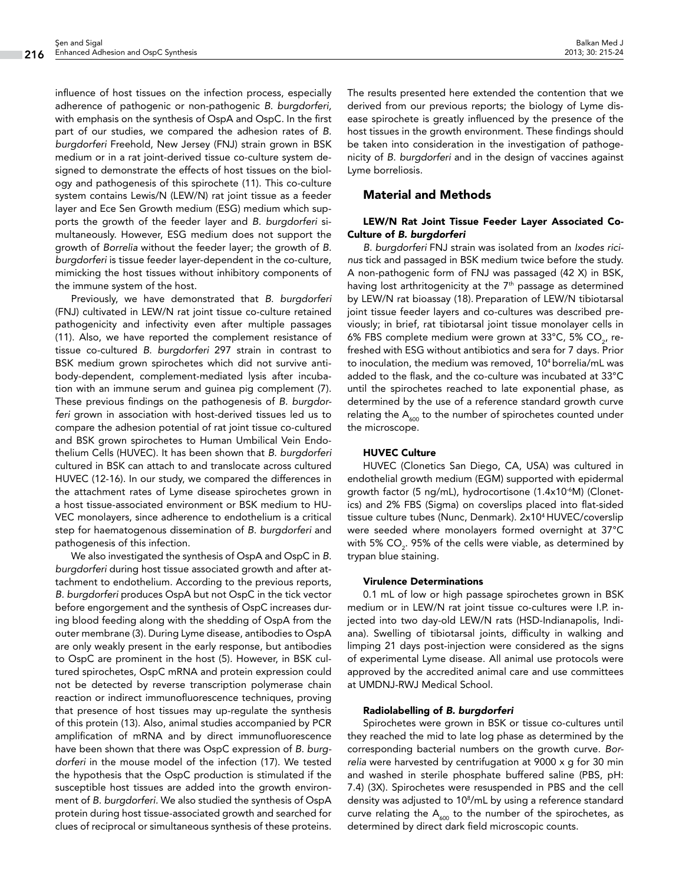influence of host tissues on the infection process, especially adherence of pathogenic or non-pathogenic *B. burgdorferi*, with emphasis on the synthesis of OspA and OspC. In the first part of our studies, we compared the adhesion rates of *B. burgdorferi* Freehold, New Jersey (FNJ) strain grown in BSK medium or in a rat joint-derived tissue co-culture system designed to demonstrate the effects of host tissues on the biology and pathogenesis of this spirochete (11). This co-culture system contains Lewis/N (LEW/N) rat joint tissue as a feeder layer and Ece Sen Growth medium (ESG) medium which supports the growth of the feeder layer and *B. burgdorferi* simultaneously. However, ESG medium does not support the growth of *Borrelia* without the feeder layer; the growth of *B. burgdorferi* is tissue feeder layer-dependent in the co-culture, mimicking the host tissues without inhibitory components of the immune system of the host.

Previously, we have demonstrated that *B. burgdorferi* (FNJ) cultivated in LEW/N rat joint tissue co-culture retained pathogenicity and infectivity even after multiple passages (11). Also, we have reported the complement resistance of tissue co-cultured *B. burgdorferi* 297 strain in contrast to BSK medium grown spirochetes which did not survive antibody-dependent, complement-mediated lysis after incubation with an immune serum and guinea pig complement (7). These previous findings on the pathogenesis of *B. burgdorferi* grown in association with host-derived tissues led us to compare the adhesion potential of rat joint tissue co-cultured and BSK grown spirochetes to Human Umbilical Vein Endothelium Cells (HUVEC). It has been shown that *B. burgdorferi* cultured in BSK can attach to and translocate across cultured HUVEC (12-16). In our study, we compared the differences in the attachment rates of Lyme disease spirochetes grown in a host tissue-associated environment or BSK medium to HUVEC monolayers, since adherence to endothelium is a critical step for haematogenous dissemination of *B. burgdorferi* and pathogenesis of this infection.

We also investigated the synthesis of OspA and OspC in *B. burgdorferi* during host tissue associated growth and after attachment to endothelium. According to the previous reports, *B. burgdorferi* produces OspA but not OspC in the tick vector before engorgement and the synthesis of OspC increases during blood feeding along with the shedding of OspA from the outer membrane (3). During Lyme disease, antibodies to OspA are only weakly present in the early response, but antibodies to OspC are prominent in the host (5). However, in BSK cultured spirochetes, OspC mRNA and protein expression could not be detected by reverse transcription polymerase chain reaction or indirect immunofluorescence techniques, proving that presence of host tissues may up-regulate the synthesis of this protein (13). Also, animal studies accompanied by PCR amplification of mRNA and by direct immunofluorescence have been shown that there was OspC expression of *B. burgdorferi* in the mouse model of the infection (17). We tested the hypothesis that the OspC production is stimulated if the susceptible host tissues are added into the growth environment of *B. burgdorferi*. We also studied the synthesis of OspA protein during host tissue-associated growth and searched for clues of reciprocal or simultaneous synthesis of these proteins.

The results presented here extended the contention that we derived from our previous reports; the biology of Lyme disease spirochete is greatly influenced by the presence of the host tissues in the growth environment. These findings should be taken into consideration in the investigation of pathogenicity of *B. burgdorferi* and in the design of vaccines against Lyme borreliosis.

## Material and Methods

### LEW/N Rat Joint Tissue Feeder Layer Associated Co-Culture of *B. burgdorferi*

*B. burgdorferi* FNJ strain was isolated from an *Ixodes ricinus* tick and passaged in BSK medium twice before the study. A non-pathogenic form of FNJ was passaged (42 X) in BSK, having lost arthritogenicity at the 7th passage as determined by LEW/N rat bioassay (18). Preparation of LEW/N tibiotarsal joint tissue feeder layers and co-cultures was described previously; in brief, rat tibiotarsal joint tissue monolayer cells in 6% FBS complete medium were grown at 33°C, 5% $CO_2$, refreshed with ESG without antibiotics and sera for 7 days. Prior to inoculation, the medium was removed, $10^4$ borrelia/mL was added to the flask, and the co-culture was incubated at 33°C until the spirochetes reached to late exponential phase, as determined by the use of a reference standard growth curve relating the $A_{600}$ to the number of spirochetes counted under the microscope.

### HUVEC Culture

HUVEC (Clonetics San Diego, CA, USA) was cultured in endothelial growth medium (EGM) supported with epidermal growth factor (5 ng/mL), hydrocortisone ($1.4 \times 10^{-6}$M) (Clonetics) and 2% FBS (Sigma) on coverslips placed into flat-sided tissue culture tubes (Nunc, Denmark). $2 \times 10^4$ HUVEC/coverslip were seeded where monolayers formed overnight at 37°C with 5% $CO_2$. 95% of the cells were viable, as determined by trypan blue staining.

### Virulence Determinations

0.1 mL of low or high passage spirochetes grown in BSK medium or in LEW/N rat joint tissue co-cultures were I.P. injected into two day-old LEW/N rats (HSD-Indianapolis, Indiana). Swelling of tibiotarsal joints, difficulty in walking and limping 21 days post-injection were considered as the signs of experimental Lyme disease. All animal use protocols were approved by the accredited animal care and use committees at UMDNJ-RWJ Medical School.

### Radiolabelling of *B. burgdorferi*

Spirochetes were grown in BSK or tissue co-cultures until they reached the mid to late log phase as determined by the corresponding bacterial numbers on the growth curve. *Borrelia* were harvested by centrifugation at 9000 x g for 30 min and washed in sterile phosphate buffered saline (PBS, pH: 7.4) (3X). Spirochetes were resuspended in PBS and the cell density was adjusted to $10^8$/mL by using a reference standard curve relating the $A_{600}$ to the number of the spirochetes, as determined by direct dark field microscopic counts.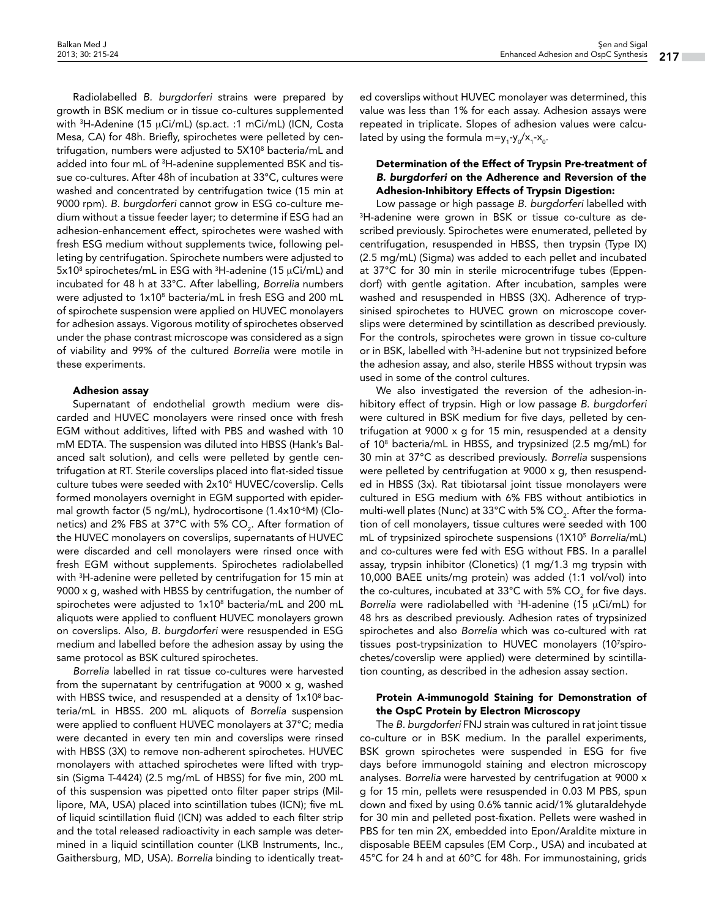Radiolabelled *B. burgdorferi* strains were prepared by growth in BSK medium or in tissue co-cultures supplemented with $^3$H-Adenine (15 μCi/mL) (sp.act. :1 mCi/mL) (ICN, Costa Mesa, CA) for 48h. Briefly, spirochetes were pelleted by centrifugation, numbers were adjusted to 5X10$^8$ bacteria/mL and added into four mL of $^3$H-adenine supplemented BSK and tissue co-cultures. After 48h of incubation at 33°C, cultures were washed and concentrated by centrifugation twice (15 min at 9000 rpm). *B. burgdorferi* cannot grow in ESG co-culture medium without a tissue feeder layer; to determine if ESG had an adhesion-enhancement effect, spirochetes were washed with fresh ESG medium without supplements twice, following pelleting by centrifugation. Spirochete numbers were adjusted to 5x10$^8$ spirochetes/mL in ESG with $^3$H-adenine (15 μCi/mL) and incubated for 48 h at 33°C. After labelling, *Borrelia* numbers were adjusted to 1x10$^8$ bacteria/mL in fresh ESG and 200 mL of spirochete suspension were applied on HUVEC monolayers for adhesion assays. Vigorous motility of spirochetes observed under the phase contrast microscope was considered as a sign of viability and 99% of the cultured *Borrelia* were motile in these experiments.

### Adhesion assay

Supernatant of endothelial growth medium were discarded and HUVEC monolayers were rinsed once with fresh EGM without additives, lifted with PBS and washed with 10 mM EDTA. The suspension was diluted into HBSS (Hank's Balanced salt solution), and cells were pelleted by gentle centrifugation at RT. Sterile coverslips placed into flat-sided tissue culture tubes were seeded with 2x10$^4$ HUVEC/coverslip. Cells formed monolayers overnight in EGM supported with epidermal growth factor (5 ng/mL), hydrocortisone (1.4x10$^{-6}$M) (Clonetics) and 2% FBS at 37°C with 5% $CO_2$. After formation of the HUVEC monolayers on coverslips, supernatants of HUVEC were discarded and cell monolayers were rinsed once with fresh EGM without supplements. Spirochetes radiolabelled with $^3$H-adenine were pelleted by centrifugation for 15 min at 9000 x g, washed with HBSS by centrifugation, the number of spirochetes were adjusted to 1x10$^8$ bacteria/mL and 200 mL aliquots were applied to confluent HUVEC monolayers grown on coverslips. Also, *B. burgdorferi* were resuspended in ESG medium and labelled before the adhesion assay by using the same protocol as BSK cultured spirochetes.

*Borrelia* labelled in rat tissue co-cultures were harvested from the supernatant by centrifugation at 9000 x g, washed with HBSS twice, and resuspended at a density of 1x10$^8$ bacteria/mL in HBSS. 200 mL aliquots of *Borrelia* suspension were applied to confluent HUVEC monolayers at 37°C; media were decanted in every ten min and coverslips were rinsed with HBSS (3X) to remove non-adherent spirochetes. HUVEC monolayers with attached spirochetes were lifted with trypsin (Sigma T-4424) (2.5 mg/mL of HBSS) for five min, 200 mL of this suspension was pipetted onto filter paper strips (Millipore, MA, USA) placed into scintillation tubes (ICN); five mL of liquid scintillation fluid (ICN) was added to each filter strip and the total released radioactivity in each sample was determined in a liquid scintillation counter (LKB Instruments, Inc., Gaithersburg, MD, USA). *Borrelia* binding to identically treated coverslips without HUVEC monolayer was determined, this value was less than 1% for each assay. Adhesion assays were repeated in triplicate. Slopes of adhesion values were calculated by using the formula $m=y_1-y_0/x_1-x_0$.

### Determination of the Effect of Trypsin Pre-treatment of *B. burgdorferi* on the Adherence and Reversion of the Adhesion-Inhibitory Effects of Trypsin Digestion:

Low passage or high passage *B. burgdorferi* labelled with $^3$H-adenine were grown in BSK or tissue co-culture as described previously. Spirochetes were enumerated, pelleted by centrifugation, resuspended in HBSS, then trypsin (Type IX) (2.5 mg/mL) (Sigma) was added to each pellet and incubated at 37°C for 30 min in sterile microcentrifuge tubes (Eppendorf) with gentle agitation. After incubation, samples were washed and resuspended in HBSS (3X). Adherence of trypsinised spirochetes to HUVEC grown on microscope coverslips were determined by scintillation as described previously. For the controls, spirochetes were grown in tissue co-culture or in BSK, labelled with $^3$H-adenine but not trypsinized before the adhesion assay, and also, sterile HBSS without trypsin was used in some of the control cultures.

We also investigated the reversion of the adhesion-inhibitory effect of trypsin. High or low passage *B. burgdorferi* were cultured in BSK medium for five days, pelleted by centrifugation at 9000 x g for 15 min, resuspended at a density of 10$^8$ bacteria/mL in HBSS, and trypsinized (2.5 mg/mL) for 30 min at 37°C as described previously. *Borrelia* suspensions were pelleted by centrifugation at 9000 x g, then resuspended in HBSS (3x). Rat tibiotarsal joint tissue monolayers were cultured in ESG medium with 6% FBS without antibiotics in multi-well plates (Nunc) at 33°C with 5% $CO_2$. After the formation of cell monolayers, tissue cultures were seeded with 100 mL of trypsinized spirochete suspensions (1X10$^5$ *Borrelia*/mL) and co-cultures were fed with ESG without FBS. In a parallel assay, trypsin inhibitor (Clonetics) (1 mg/1.3 mg trypsin with 10,000 BAEE units/mg protein) was added (1:1 vol/vol) into the co-cultures, incubated at 33°C with 5% $CO_2$ for five days. *Borrelia* were radiolabelled with $^3$H-adenine (15 μCi/mL) for 48 hrs as described previously. Adhesion rates of trypsinized spirochetes and also *Borrelia* which was co-cultured with rat tissues post-trypsinization to HUVEC monolayers (10$^7$spirochetes/coverslip were applied) were determined by scintillation counting, as described in the adhesion assay section.

### Protein A-immunogold Staining for Demonstration of the OspC Protein by Electron Microscopy

The *B. burgdorferi* FNJ strain was cultured in rat joint tissue co-culture or in BSK medium. In the parallel experiments, BSK grown spirochetes were suspended in ESG for five days before immunogold staining and electron microscopy analyses. *Borrelia* were harvested by centrifugation at 9000 x g for 15 min, pellets were resuspended in 0.03 M PBS, spun down and fixed by using 0.6% tannic acid/1% glutaraldehyde for 30 min and pelleted post-fixation. Pellets were washed in PBS for ten min 2X, embedded into Epon/Araldite mixture in disposable BEEM capsules (EM Corp., USA) and incubated at 45°C for 24 h and at 60°C for 48h. For immunostaining, grids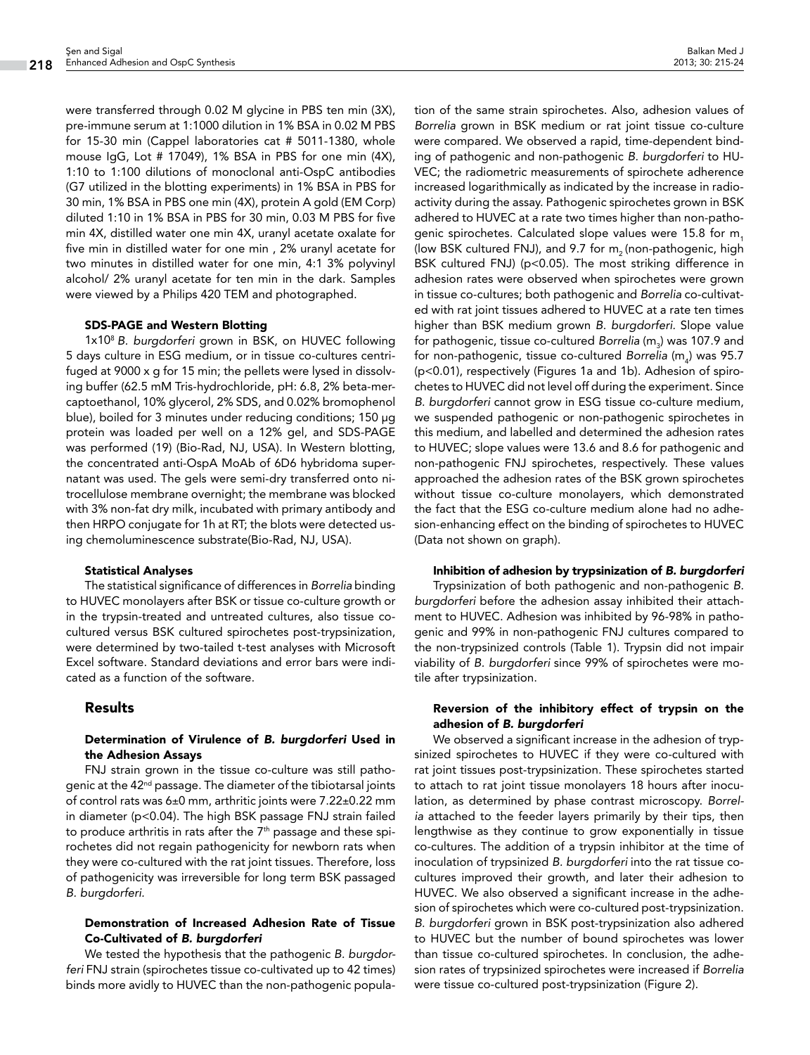were transferred through 0.02 M glycine in PBS ten min (3X), pre-immune serum at 1:1000 dilution in 1% BSA in 0.02 M PBS for 15-30 min (Cappel laboratories cat # 5011-1380, whole mouse IgG, Lot # 17049), 1% BSA in PBS for one min (4X), 1:10 to 1:100 dilutions of monoclonal anti-OspC antibodies (G7 utilized in the blotting experiments) in 1% BSA in PBS for 30 min, 1% BSA in PBS one min (4X), protein A gold (EM Corp) diluted 1:10 in 1% BSA in PBS for 30 min, 0.03 M PBS for five min 4X, distilled water one min 4X, uranyl acetate oxalate for five min in distilled water for one min , 2% uranyl acetate for two minutes in distilled water for one min, 4:1 3% polyvinyl alcohol/ 2% uranyl acetate for ten min in the dark. Samples were viewed by a Philips 420 TEM and photographed.

#### SDS-PAGE and Western Blotting

$1x10^8$ *B. burgdorferi* grown in BSK, on HUVEC following 5 days culture in ESG medium, or in tissue co-cultures centrifuged at 9000 x g for 15 min; the pellets were lysed in dissolving buffer (62.5 mM Tris-hydrochloride, pH: 6.8, 2% beta-mercaptoethanol, 10% glycerol, 2% SDS, and 0.02% bromophenol blue), boiled for 3 minutes under reducing conditions; 150 µg protein was loaded per well on a 12% gel, and SDS-PAGE was performed (19) (Bio-Rad, NJ, USA). In Western blotting, the concentrated anti-OspA MoAb of 6D6 hybridoma supernatant was used. The gels were semi-dry transferred onto nitrocellulose membrane overnight; the membrane was blocked with 3% non-fat dry milk, incubated with primary antibody and then HRPO conjugate for 1h at RT; the blots were detected using chemoluminescence substrate(Bio-Rad, NJ, USA).

#### Statistical Analyses

The statistical significance of differences in *Borrelia* binding to HUVEC monolayers after BSK or tissue co-culture growth or in the trypsin-treated and untreated cultures, also tissue co-cultured versus BSK cultured spirochetes post-trypsinization, were determined by two-tailed t-test analyses with Microsoft Excel software. Standard deviations and error bars were indicated as a function of the software.

## Results

### Determination of Virulence of *B. burgdorferi* Used in the Adhesion Assays

FNJ strain grown in the tissue co-culture was still pathogenic at the $42^{nd}$ passage. The diameter of the tibiotarsal joints of control rats was 6±0 mm, arthritic joints were 7.22±0.22 mm in diameter ($p<0.04$). The high BSK passage FNJ strain failed to produce arthritis in rats after the $7^{th}$ passage and these spirochetes did not regain pathogenicity for newborn rats when they were co-cultured with the rat joint tissues. Therefore, loss of pathogenicity was irreversible for long term BSK passaged *B. burgdorferi*.

### Demonstration of Increased Adhesion Rate of Tissue Co-Cultivated of *B. burgdorferi*

We tested the hypothesis that the pathogenic *B. burgdorferi* FNJ strain (spirochetes tissue co-cultivated up to 42 times) binds more avidly to HUVEC than the non-pathogenic population of the same strain spirochetes. Also, adhesion values of *Borrelia* grown in BSK medium or rat joint tissue co-culture were compared. We observed a rapid, time-dependent binding of pathogenic and non-pathogenic *B. burgdorferi* to HUVEC; the radiometric measurements of spirochete adherence increased logarithmically as indicated by the increase in radioactivity during the assay. Pathogenic spirochetes grown in BSK adhered to HUVEC at a rate two times higher than non-pathogenic spirochetes. Calculated slope values were 15.8 for $m_1$ (low BSK cultured FNJ), and 9.7 for $m_2$ (non-pathogenic, high BSK cultured FNJ) ($p<0.05$). The most striking difference in adhesion rates were observed when spirochetes were grown in tissue co-cultures; both pathogenic and *Borrelia* co-cultivated with rat joint tissues adhered to HUVEC at a rate ten times higher than BSK medium grown *B. burgdorferi*. Slope value for pathogenic, tissue co-cultured *Borrelia* ($m_3$) was 107.9 and for non-pathogenic, tissue co-cultured *Borrelia* ($m_4$) was 95.7 ($p<0.01$), respectively (Figures 1a and 1b). Adhesion of spirochetes to HUVEC did not level off during the experiment. Since *B. burgdorferi* cannot grow in ESG tissue co-culture medium, we suspended pathogenic or non-pathogenic spirochetes in this medium, and labelled and determined the adhesion rates to HUVEC; slope values were 13.6 and 8.6 for pathogenic and non-pathogenic FNJ spirochetes, respectively. These values approached the adhesion rates of the BSK grown spirochetes without tissue co-culture monolayers, which demonstrated the fact that the ESG co-culture medium alone had no adhesion-enhancing effect on the binding of spirochetes to HUVEC (Data not shown on graph).

#### Inhibition of adhesion by trypsinization of *B. burgdorferi*

Trypsinization of both pathogenic and non-pathogenic *B. burgdorferi* before the adhesion assay inhibited their attachment to HUVEC. Adhesion was inhibited by 96-98% in pathogenic and 99% in non-pathogenic FNJ cultures compared to the non-trypsinized controls (Table 1). Trypsin did not impair viability of *B. burgdorferi* since 99% of spirochetes were motile after trypsinization.

#### Reversion of the inhibitory effect of trypsin on the adhesion of *B. burgdorferi*

We observed a significant increase in the adhesion of trypsinized spirochetes to HUVEC if they were co-cultured with rat joint tissues post-trypsinization. These spirochetes started to attach to rat joint tissue monolayers 18 hours after inoculation, as determined by phase contrast microscopy. *Borrelia* attached to the feeder layers primarily by their tips, then lengthwise as they continue to grow exponentially in tissue co-cultures. The addition of a trypsin inhibitor at the time of inoculation of trypsinized *B. burgdorferi* into the rat tissue co-cultures improved their growth, and later their adhesion to HUVEC. We also observed a significant increase in the adhesion of spirochetes which were co-cultured post-trypsinization. *B. burgdorferi* grown in BSK post-trypsinization also adhered to HUVEC but the number of bound spirochetes was lower than tissue co-cultured spirochetes. In conclusion, the adhesion rates of trypsinized spirochetes were increased if *Borrelia* were tissue co-cultured post-trypsinization (Figure 2).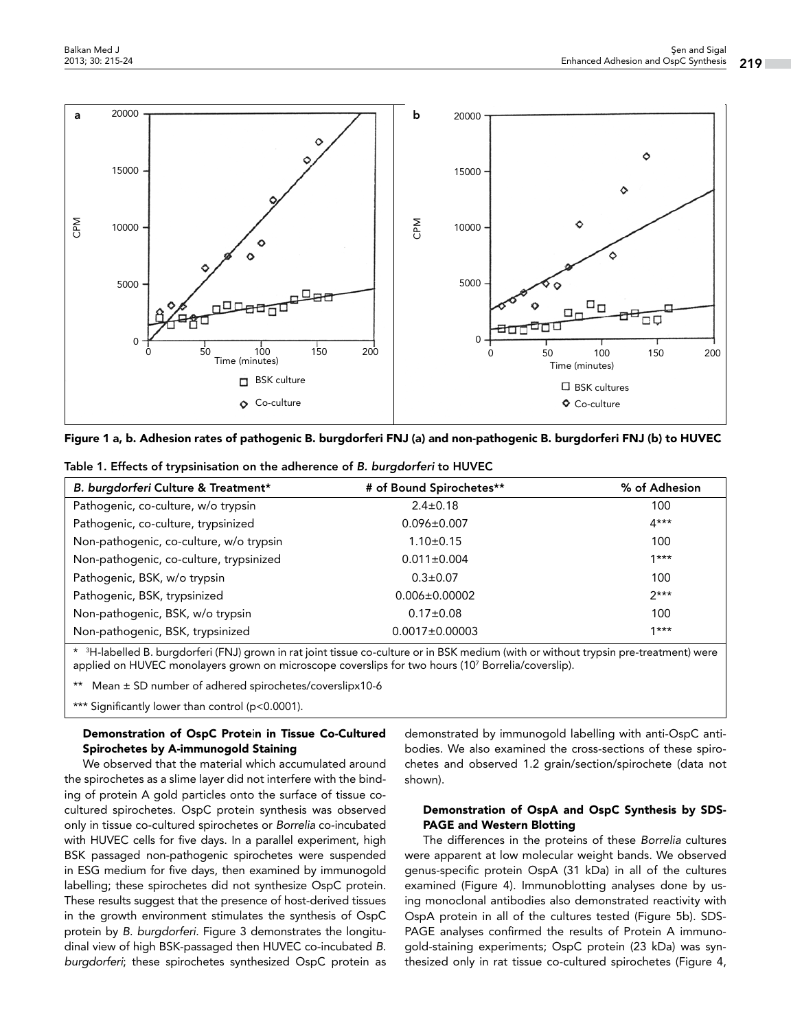Figure 1 a, b. Adhesion rates of pathogenic B. burgdorferi FNJ (a) and non-pathogenic B. burgdorferi FNJ (b) to HUVEC

Table 1. Effects of trypsinisation on the adherence of *B. burgdorferi* to HUVEC

| *B. burgdorferi* Culture & Treatment* | # of Bound Spirochetes** | % of Adhesion |
|---|---|---|
| Pathogenic, co-culture, w/o trypsin | 2.4±0.18 | 100 |
| Pathogenic, co-culture, trypsinized | 0.096±0.007 | 4*** |
| Non-pathogenic, co-culture, w/o trypsin | 1.10±0.15 | 100 |
| Non-pathogenic, co-culture, trypsinized | 0.011±0.004 | 1*** |
| Pathogenic, BSK, w/o trypsin | 0.3±0.07 | 100 |
| Pathogenic, BSK, trypsinized | 0.006±0.00002 | 2*** |
| Non-pathogenic, BSK, w/o trypsin | 0.17±0.08 | 100 |
| Non-pathogenic, BSK, trypsinized | 0.0017±0.00003 | 1*** |

\* $^{3}$H-labelled B. burgdorferi (FNJ) grown in rat joint tissue co-culture or in BSK medium (with or without trypsin pre-treatment) were applied on HUVEC monolayers grown on microscope coverslips for two hours ($10^7$ Borrelia/coverslip).

** Mean ± SD number of adhered spirochetes/coverslipx10-6

*** Significantly lower than control ($p<0.0001$).

### Demonstration of OspC Protein in Tissue Co-Cultured Spirochetes by A-immunogold Staining

We observed that the material which accumulated around the spirochetes as a slime layer did not interfere with the binding of protein A gold particles onto the surface of tissue co-cultured spirochetes. OspC protein synthesis was observed only in tissue co-cultured spirochetes or *Borrelia* co-incubated with HUVEC cells for five days. In a parallel experiment, high BSK passaged non-pathogenic spirochetes were suspended in ESG medium for five days, then examined by immunogold labelling; these spirochetes did not synthesize OspC protein. These results suggest that the presence of host-derived tissues in the growth environment stimulates the synthesis of OspC protein by *B. burgdorferi*. Figure 3 demonstrates the longitudinal view of high BSK-passaged then HUVEC co-incubated *B. burgdorferi*; these spirochetes synthesized OspC protein as demonstrated by immunogold labelling with anti-OspC antibodies. We also examined the cross-sections of these spirochetes and observed 1.2 grain/section/spirochete (data not shown).

### Demonstration of OspA and OspC Synthesis by SDS-PAGE and Western Blotting

The differences in the proteins of these *Borrelia* cultures were apparent at low molecular weight bands. We observed genus-specific protein OspA (31 kDa) in all of the cultures examined (Figure 4). Immunoblotting analyses done by using monoclonal antibodies also demonstrated reactivity with OspA protein in all of the cultures tested (Figure 5b). SDS-PAGE analyses confirmed the results of Protein A immunogold-staining experiments; OspC protein (23 kDa) was synthesized only in rat tissue co-cultured spirochetes (Figure 4,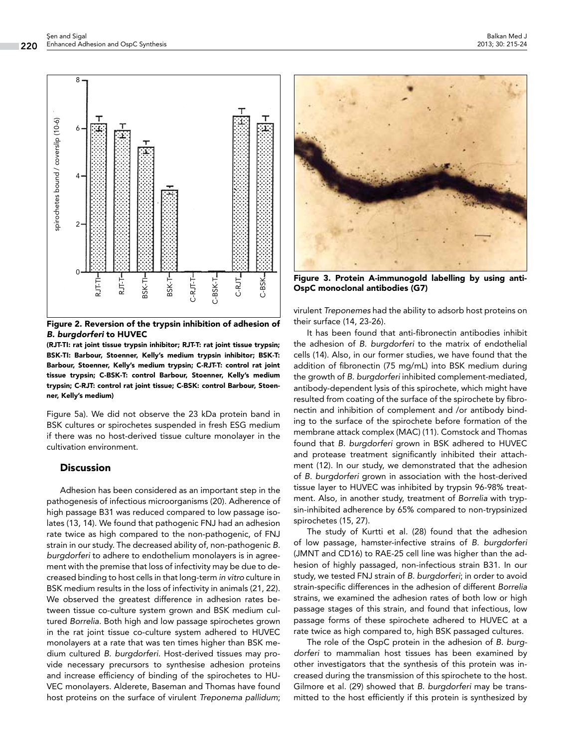**Figure 2. Reversion of the trypsin inhibition of adhesion of *B. burgdorferi* to HUVEC**

**(RJT-TI: rat joint tissue trypsin inhibitor; RJT-T: rat joint tissue trypsin; BSK-TI: Barbour, Stoenner, Kelly's medium trypsin inhibitor; BSK-T: Barbour, Stoenner, Kelly's medium trypsin; C-RJT-T: control rat joint tissue trypsin; C-BSK-T: control Barbour, Stoenner, Kelly's medium trypsin; C-RJT: control rat joint tissue; C-BSK: control Barbour, Stoenner, Kelly's medium)**

**Figure 3. Protein A-immunogold labelling by using anti-OspC monoclonal antibodies (G7)**

Figure 5a). We did not observe the 23 kDa protein band in BSK cultures or spirochetes suspended in fresh ESG medium if there was no host-derived tissue culture monolayer in the cultivation environment.

## Discussion

Adhesion has been considered as an important step in the pathogenesis of infectious microorganisms (20). Adherence of high passage B31 was reduced compared to low passage isolates (13, 14). We found that pathogenic FNJ had an adhesion rate twice as high compared to the non-pathogenic, of FNJ strain in our study. The decreased ability of, non-pathogenic *B. burgdorferi* to adhere to endothelium monolayers is in agreement with the premise that loss of infectivity may be due to decreased binding to host cells in that long-term *in vitro* culture in BSK medium results in the loss of infectivity in animals (21, 22). We observed the greatest difference in adhesion rates between tissue co-culture system grown and BSK medium cultured *Borrelia*. Both high and low passage spirochetes grown in the rat joint tissue co-culture system adhered to HUVEC monolayers at a rate that was ten times higher than BSK medium cultured *B. burgdorferi*. Host-derived tissues may provide necessary precursors to synthesise adhesion proteins and increase efficiency of binding of the spirochetes to HUVEC monolayers. Alderete, Baseman and Thomas have found host proteins on the surface of virulent *Treponema pallidum*; virulent *Treponemes* had the ability to adsorb host proteins on their surface (14, 23-26).

It has been found that anti-fibronectin antibodies inhibit the adhesion of *B. burgdorferi* to the matrix of endothelial cells (14). Also, in our former studies, we have found that the addition of fibronectin (75 mg/mL) into BSK medium during the growth of *B. burgdorferi* inhibited complement-mediated, antibody-dependent lysis of this spirochete, which might have resulted from coating of the surface of the spirochete by fibronectin and inhibition of complement and /or antibody binding to the surface of the spirochete before formation of the membrane attack complex (MAC) (11). Comstock and Thomas found that *B. burgdorferi* grown in BSK adhered to HUVEC and protease treatment significantly inhibited their attachment (12). In our study, we demonstrated that the adhesion of *B. burgdorferi* grown in association with the host-derived tissue layer to HUVEC was inhibited by trypsin 96-98% treatment. Also, in another study, treatment of *Borrelia* with trypsin-inhibited adherence by 65% compared to non-trypsinized spirochetes (15, 27).

The study of Kurtti et al. (28) found that the adhesion of low passage, hamster-infective strains of *B. burgdorferi* (JMNT and CD16) to RAE-25 cell line was higher than the adhesion of highly passaged, non-infectious strain B31. In our study, we tested FNJ strain of *B. burgdorferi*; in order to avoid strain-specific differences in the adhesion of different *Borrelia* strains, we examined the adhesion rates of both low or high passage stages of this strain, and found that infectious, low passage forms of these spirochete adhered to HUVEC at a rate twice as high compared to, high BSK passaged cultures.

The role of the OspC protein in the adhesion of *B. burgdorferi* to mammalian host tissues has been examined by other investigators that the synthesis of this protein was increased during the transmission of this spirochete to the host. Gilmore et al. (29) showed that *B. burgdorferi* may be transmitted to the host efficiently if this protein is synthesized by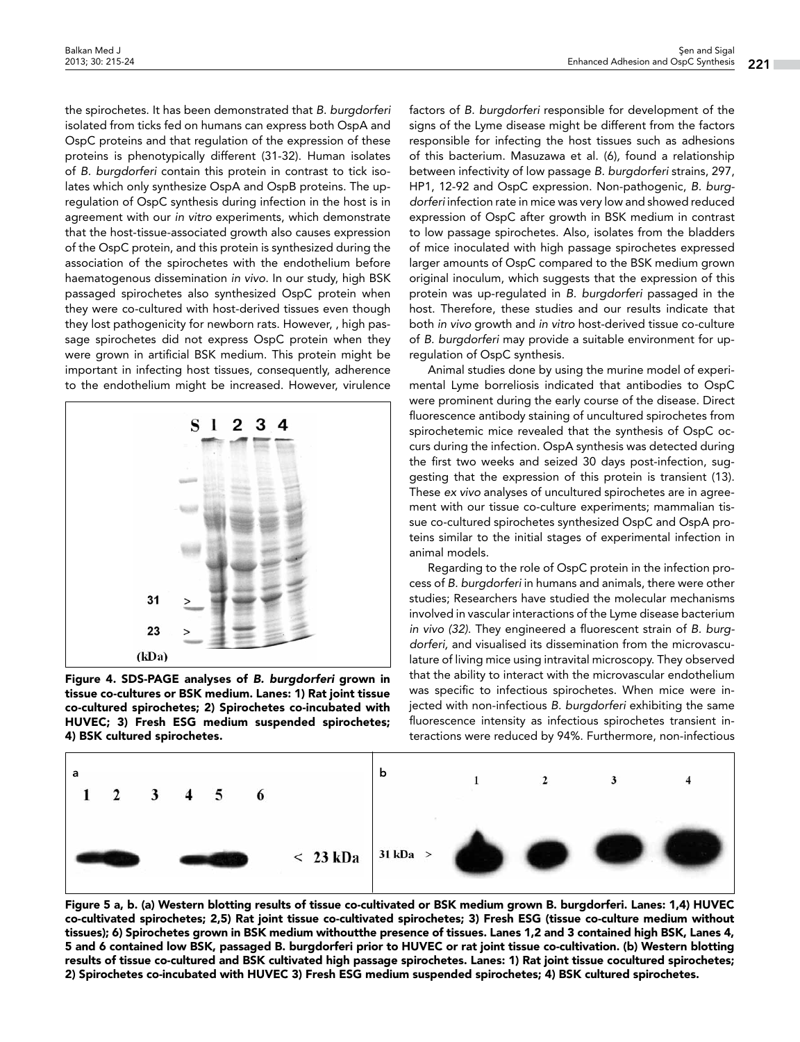the spirochetes. It has been demonstrated that *B. burgdorferi* isolated from ticks fed on humans can express both OspA and OspC proteins and that regulation of the expression of these proteins is phenotypically different (31-32). Human isolates of *B. burgdorferi* contain this protein in contrast to tick isolates which only synthesize OspA and OspB proteins. The up-regulation of OspC synthesis during infection in the host is in agreement with our *in vitro* experiments, which demonstrate that the host-tissue-associated growth also causes expression of the OspC protein, and this protein is synthesized during the association of the spirochetes with the endothelium before haematogenous dissemination *in vivo*. In our study, high BSK passaged spirochetes also synthesized OspC protein when they were co-cultured with host-derived tissues even though they lost pathogenicity for newborn rats. However, , high passage spirochetes did not express OspC protein when they were grown in artificial BSK medium. This protein might be important in infecting host tissues, consequently, adherence to the endothelium might be increased. However, virulence factors of *B. burgdorferi* responsible for development of the signs of the Lyme disease might be different from the factors responsible for infecting the host tissues such as adhesions of this bacterium. Masuzawa et al. (6), found a relationship between infectivity of low passage *B. burgdorferi* strains, 297, HP1, 12-92 and OspC expression. Non-pathogenic, *B. burgdorferi* infection rate in mice was very low and showed reduced expression of OspC after growth in BSK medium in contrast to low passage spirochetes. Also, isolates from the bladders of mice inoculated with high passage spirochetes expressed larger amounts of OspC compared to the BSK medium grown original inoculum, which suggests that the expression of this protein was up-regulated in *B. burgdorferi* passaged in the host. Therefore, these studies and our results indicate that both *in vivo* growth and *in vitro* host-derived tissue co-culture of *B. burgdorferi* may provide a suitable environment for up-regulation of OspC synthesis.

**Figure 4. SDS-PAGE analyses of *B. burgdorferi* grown in tissue co-cultures or BSK medium. Lanes: 1) Rat joint tissue co-cultured spirochetes; 2) Spirochetes co-incubated with HUVEC; 3) Fresh ESG medium suspended spirochetes; 4) BSK cultured spirochetes.**

Animal studies done by using the murine model of experimental Lyme borreliosis indicated that antibodies to OspC were prominent during the early course of the disease. Direct fluorescence antibody staining of uncultured spirochetes from spirochetemic mice revealed that the synthesis of OspC occurs during the infection. OspA synthesis was detected during the first two weeks and seized 30 days post-infection, suggesting that the expression of this protein is transient (13). These *ex vivo* analyses of uncultured spirochetes are in agreement with our tissue co-culture experiments; mammalian tissue co-cultured spirochetes synthesized OspC and OspA proteins similar to the initial stages of experimental infection in animal models.

Regarding to the role of OspC protein in the infection process of *B. burgdorferi* in humans and animals, there were other studies; Researchers have studied the molecular mechanisms involved in vascular interactions of the Lyme disease bacterium *in vivo (32)*. They engineered a fluorescent strain of *B. burgdorferi*, and visualised its dissemination from the microvasculature of living mice using intravital microscopy. They observed that the ability to interact with the microvascular endothelium was specific to infectious spirochetes. When mice were injected with non-infectious *B. burgdorferi* exhibiting the same fluorescence intensity as infectious spirochetes transient interactions were reduced by 94%. Furthermore, non-infectious

**Figure 5 a, b. (a) Western blotting results of tissue co-cultivated or BSK medium grown B. burgdorferi. Lanes: 1,4) HUVEC co-cultivated spirochetes; 2,5) Rat joint tissue co-cultivated spirochetes; 3) Fresh ESG (tissue co-culture medium without tissues); 6) Spirochetes grown in BSK medium withoutthe presence of tissues. Lanes 1,2 and 3 contained high BSK, Lanes 4, 5 and 6 contained low BSK, passaged B. burgdorferi prior to HUVEC or rat joint tissue co-cultivation. (b) Western blotting results of tissue co-cultured and BSK cultivated high passage spirochetes. Lanes: 1) Rat joint tissue cocultured spirochetes; 2) Spirochetes co-incubated with HUVEC 3) Fresh ESG medium suspended spirochetes; 4) BSK cultured spirochetes.**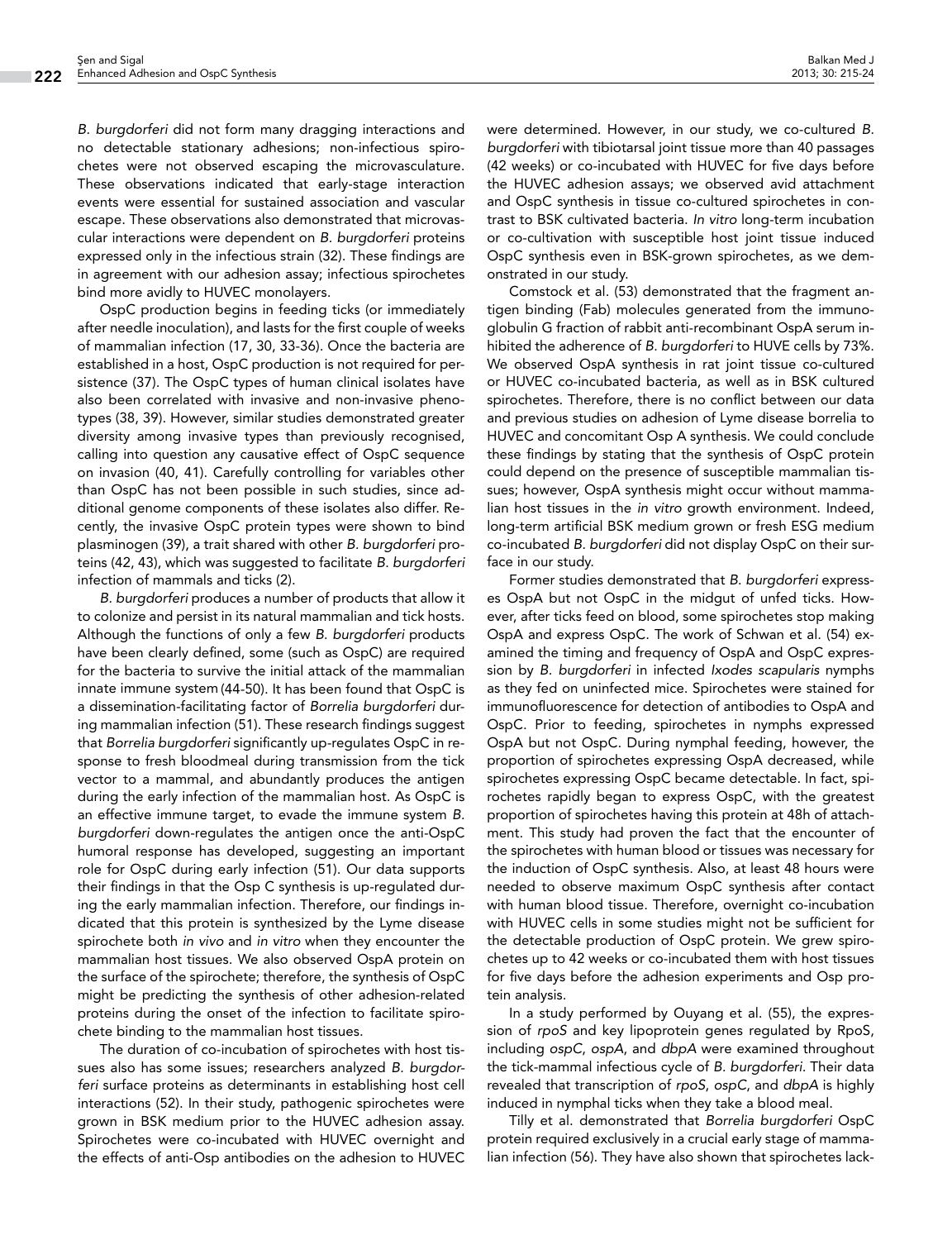*B. burgdorferi* did not form many dragging interactions and no detectable stationary adhesions; non-infectious spirochetes were not observed escaping the microvasculature. These observations indicated that early-stage interaction events were essential for sustained association and vascular escape. These observations also demonstrated that microvascular interactions were dependent on *B. burgdorferi* proteins expressed only in the infectious strain (32). These findings are in agreement with our adhesion assay; infectious spirochetes bind more avidly to HUVEC monolayers.

OspC production begins in feeding ticks (or immediately after needle inoculation), and lasts for the first couple of weeks of mammalian infection (17, 30, 33-36). Once the bacteria are established in a host, OspC production is not required for persistence (37). The OspC types of human clinical isolates have also been correlated with invasive and non-invasive phenotypes (38, 39). However, similar studies demonstrated greater diversity among invasive types than previously recognised, calling into question any causative effect of OspC sequence on invasion (40, 41). Carefully controlling for variables other than OspC has not been possible in such studies, since additional genome components of these isolates also differ. Recently, the invasive OspC protein types were shown to bind plasminogen (39), a trait shared with other *B. burgdorferi* proteins (42, 43), which was suggested to facilitate *B. burgdorferi* infection of mammals and ticks (2).

*B. burgdorferi* produces a number of products that allow it to colonize and persist in its natural mammalian and tick hosts. Although the functions of only a few *B. burgdorferi* products have been clearly defined, some (such as OspC) are required for the bacteria to survive the initial attack of the mammalian innate immune system (44-50). It has been found that OspC is a dissemination-facilitating factor of *Borrelia burgdorferi* during mammalian infection (51). These research findings suggest that *Borrelia burgdorferi* significantly up-regulates OspC in response to fresh bloodmeal during transmission from the tick vector to a mammal, and abundantly produces the antigen during the early infection of the mammalian host. As OspC is an effective immune target, to evade the immune system *B. burgdorferi* down-regulates the antigen once the anti-OspC humoral response has developed, suggesting an important role for OspC during early infection (51). Our data supports their findings in that the Osp C synthesis is up-regulated during the early mammalian infection. Therefore, our findings indicated that this protein is synthesized by the Lyme disease spirochete both *in vivo* and *in vitro* when they encounter the mammalian host tissues. We also observed OspA protein on the surface of the spirochete; therefore, the synthesis of OspC might be predicting the synthesis of other adhesion-related proteins during the onset of the infection to facilitate spirochete binding to the mammalian host tissues.

The duration of co-incubation of spirochetes with host tissues also has some issues; researchers analyzed *B. burgdorferi* surface proteins as determinants in establishing host cell interactions (52). In their study, pathogenic spirochetes were grown in BSK medium prior to the HUVEC adhesion assay. Spirochetes were co-incubated with HUVEC overnight and the effects of anti-Osp antibodies on the adhesion to HUVEC were determined. However, in our study, we co-cultured *B. burgdorferi* with tibiotarsal joint tissue more than 40 passages (42 weeks) or co-incubated with HUVEC for five days before the HUVEC adhesion assays; we observed avid attachment and OspC synthesis in tissue co-cultured spirochetes in contrast to BSK cultivated bacteria. *In vitro* long-term incubation or co-cultivation with susceptible host joint tissue induced OspC synthesis even in BSK-grown spirochetes, as we demonstrated in our study.

Comstock et al. (53) demonstrated that the fragment antigen binding (Fab) molecules generated from the immunoglobulin G fraction of rabbit anti-recombinant OspA serum inhibited the adherence of *B. burgdorferi* to HUVE cells by 73%. We observed OspA synthesis in rat joint tissue co-cultured or HUVEC co-incubated bacteria, as well as in BSK cultured spirochetes. Therefore, there is no conflict between our data and previous studies on adhesion of Lyme disease borrelia to HUVEC and concomitant Osp A synthesis. We could conclude these findings by stating that the synthesis of OspC protein could depend on the presence of susceptible mammalian tissues; however, OspA synthesis might occur without mammalian host tissues in the *in vitro* growth environment. Indeed, long-term artificial BSK medium grown or fresh ESG medium co-incubated *B. burgdorferi* did not display OspC on their surface in our study.

Former studies demonstrated that *B. burgdorferi* expresses OspA but not OspC in the midgut of unfed ticks. However, after ticks feed on blood, some spirochetes stop making OspA and express OspC. The work of Schwan et al. (54) examined the timing and frequency of OspA and OspC expression by *B. burgdorferi* in infected *Ixodes scapularis* nymphs as they fed on uninfected mice. Spirochetes were stained for immunofluorescence for detection of antibodies to OspA and OspC. Prior to feeding, spirochetes in nymphs expressed OspA but not OspC. During nymphal feeding, however, the proportion of spirochetes expressing OspA decreased, while spirochetes expressing OspC became detectable. In fact, spirochetes rapidly began to express OspC, with the greatest proportion of spirochetes having this protein at 48h of attachment. This study had proven the fact that the encounter of the spirochetes with human blood or tissues was necessary for the induction of OspC synthesis. Also, at least 48 hours were needed to observe maximum OspC synthesis after contact with human blood tissue. Therefore, overnight co-incubation with HUVEC cells in some studies might not be sufficient for the detectable production of OspC protein. We grew spirochetes up to 42 weeks or co-incubated them with host tissues for five days before the adhesion experiments and Osp protein analysis.

In a study performed by Ouyang et al. (55), the expression of *rpoS* and key lipoprotein genes regulated by RpoS, including *ospC*, *ospA*, and *dbpA* were examined throughout the tick-mammal infectious cycle of *B. burgdorferi*. Their data revealed that transcription of *rpoS*, *ospC*, and *dbpA* is highly induced in nymphal ticks when they take a blood meal.

Tilly et al. demonstrated that *Borrelia burgdorferi* OspC protein required exclusively in a crucial early stage of mammalian infection (56). They have also shown that spirochetes lack-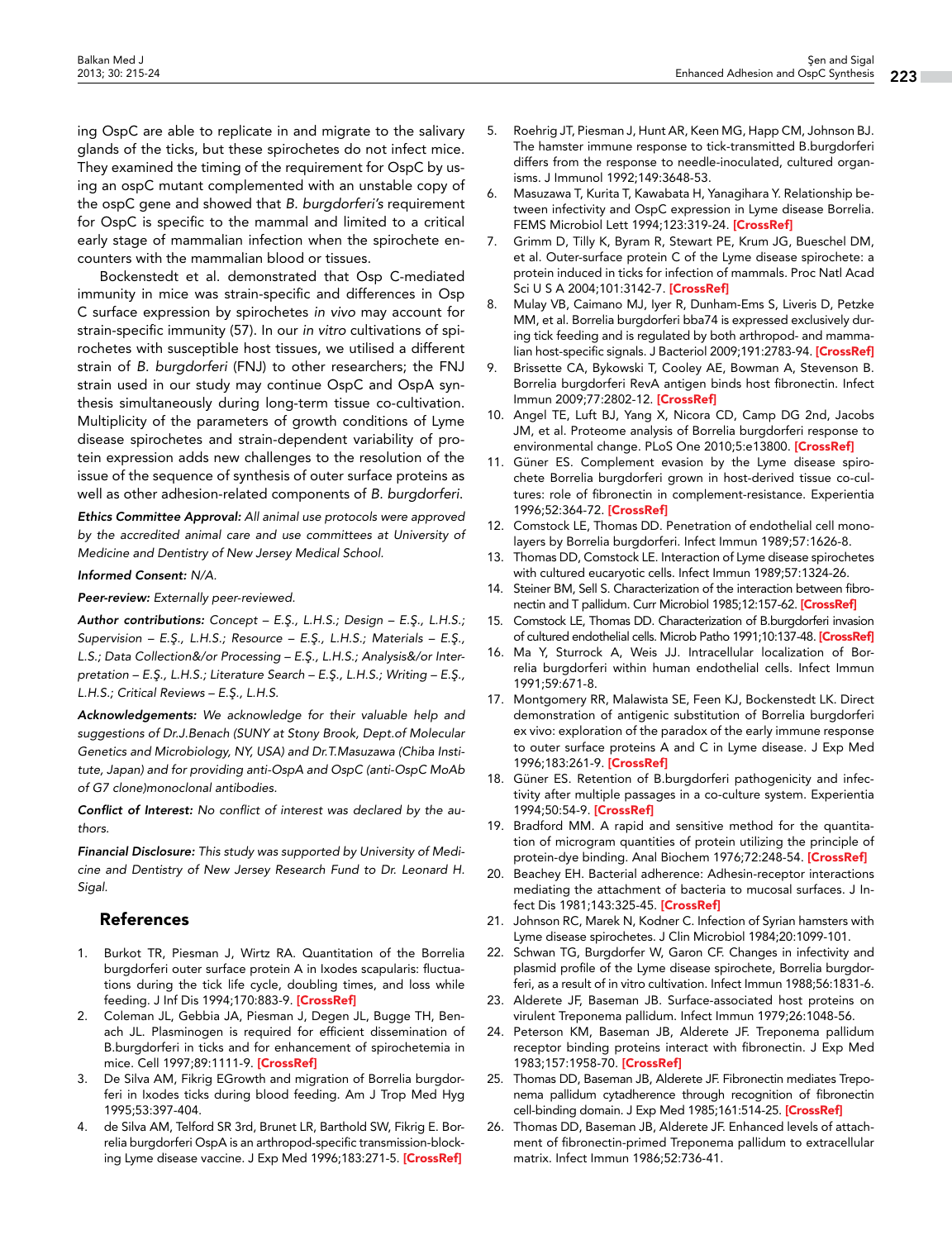ing OspC are able to replicate in and migrate to the salivary glands of the ticks, but these spirochetes do not infect mice. They examined the timing of the requirement for OspC by using an ospC mutant complemented with an unstable copy of the ospC gene and showed that *B. burgdorferi's* requirement for OspC is specific to the mammal and limited to a critical early stage of mammalian infection when the spirochete encounters with the mammalian blood or tissues.

Bockenstedt et al. demonstrated that Osp C-mediated immunity in mice was strain-specific and differences in Osp C surface expression by spirochetes *in vivo* may account for strain-specific immunity (57). In our *in vitro* cultivations of spirochetes with susceptible host tissues, we utilised a different strain of *B. burgdorferi* (FNJ) to other researchers; the FNJ strain used in our study may continue OspC and OspA synthesis simultaneously during long-term tissue co-cultivation. Multiplicity of the parameters of growth conditions of Lyme disease spirochetes and strain-dependent variability of protein expression adds new challenges to the resolution of the issue of the sequence of synthesis of outer surface proteins as well as other adhesion-related components of *B. burgdorferi*.

***Ethics Committee Approval:*** *All animal use protocols were approved by the accredited animal care and use committees at University of Medicine and Dentistry of New Jersey Medical School.*

***Informed Consent:*** *N/A.*

***Peer-review:*** *Externally peer-reviewed.*

***Author contributions:*** *Concept – E.Ş., L.H.S.; Design – E.Ş., L.H.S.; Supervision – E.Ş., L.H.S.; Resource – E.Ş., L.H.S.; Materials – E.Ş., L.S.; Data Collection&/or Processing – E.Ş., L.H.S.; Analysis&/or Interpretation – E.Ş., L.H.S.; Literature Search – E.Ş., L.H.S.; Writing – E.Ş., L.H.S.; Critical Reviews – E.Ş., L.H.S.*

***Acknowledgements:*** *We acknowledge for their valuable help and suggestions of Dr.J.Benach (SUNY at Stony Brook, Dept.of Molecular Genetics and Microbiology, NY, USA) and Dr.T.Masuzawa (Chiba Institute, Japan) and for providing anti-OspA and OspC (anti-OspC MoAb of G7 clone)monoclonal antibodies.*

***Conflict of Interest:*** *No conflict of interest was declared by the authors.*

***Financial Disclosure:*** *This study was supported by University of Medicine and Dentistry of New Jersey Research Fund to Dr. Leonard H. Sigal.*

## References

1. Burkot TR, Piesman J, Wirtz RA. Quantitation of the Borrelia burgdorferi outer surface protein A in Ixodes scapularis: fluctuations during the tick life cycle, doubling times, and loss while feeding. J Inf Dis 1994;170:883-9. [CrossRef]
2. Coleman JL, Gebbia JA, Piesman J, Degen JL, Bugge TH, Benach JL. Plasminogen is required for efficient dissemination of B.burgdorferi in ticks and for enhancement of spirochetemia in mice. Cell 1997;89:1111-9. [CrossRef]
3. De Silva AM, Fikrig EGrowth and migration of Borrelia burgdorferi in Ixodes ticks during blood feeding. Am J Trop Med Hyg 1995;53:397-404.
4. de Silva AM, Telford SR 3rd, Brunet LR, Barthold SW, Fikrig E. Borrelia burgdorferi OspA is an arthropod-specific transmission-blocking Lyme disease vaccine. J Exp Med 1996;183:271-5. [CrossRef]
5. Roehrig JT, Piesman J, Hunt AR, Keen MG, Happ CM, Johnson BJ. The hamster immune response to tick-transmitted B.burgdorferi differs from the response to needle-inoculated, cultured organisms. J Immunol 1992;149:3648-53.
6. Masuzawa T, Kurita T, Kawabata H, Yanagihara Y. Relationship between infectivity and OspC expression in Lyme disease Borrelia. FEMS Microbiol Lett 1994;123:319-24. [CrossRef]
7. Grimm D, Tilly K, Byram R, Stewart PE, Krum JG, Bueschel DM, et al. Outer-surface protein C of the Lyme disease spirochete: a protein induced in ticks for infection of mammals. Proc Natl Acad Sci U S A 2004;101:3142-7. [CrossRef]
8. Mulay VB, Caimano MJ, Iyer R, Dunham-Ems S, Liveris D, Petzke MM, et al. Borrelia burgdorferi bba74 is expressed exclusively during tick feeding and is regulated by both arthropod- and mammalian host-specific signals. J Bacteriol 2009;191:2783-94. [CrossRef]
9. Brissette CA, Bykowski T, Cooley AE, Bowman A, Stevenson B. Borrelia burgdorferi RevA antigen binds host fibronectin. Infect Immun 2009;77:2802-12. [CrossRef]
10. Angel TE, Luft BJ, Yang X, Nicora CD, Camp DG 2nd, Jacobs JM, et al. Proteome analysis of Borrelia burgdorferi response to environmental change. PLoS One 2010;5:e13800. [CrossRef]
11. Güner ES. Complement evasion by the Lyme disease spirochete Borrelia burgdorferi grown in host-derived tissue co-cultures: role of fibronectin in complement-resistance. Experientia 1996;52:364-72. [CrossRef]
12. Comstock LE, Thomas DD. Penetration of endothelial cell monolayers by Borrelia burgdorferi. Infect Immun 1989;57:1626-8.
13. Thomas DD, Comstock LE. Interaction of Lyme disease spirochetes with cultured eucaryotic cells. Infect Immun 1989;57:1324-26.
14. Steiner BM, Sell S. Characterization of the interaction between fibronectin and T pallidum. Curr Microbiol 1985;12:157-62. [CrossRef]
15. Comstock LE, Thomas DD. Characterization of B.burgdorferi invasion of cultured endothelial cells. Microb Patho 1991;10:137-48. [CrossRef]
16. Ma Y, Sturrock A, Weis JJ. Intracellular localization of Borrelia burgdorferi within human endothelial cells. Infect Immun 1991;59:671-8.
17. Montgomery RR, Malawista SE, Feen KJ, Bockenstedt LK. Direct demonstration of antigenic substitution of Borrelia burgdorferi ex vivo: exploration of the paradox of the early immune response to outer surface proteins A and C in Lyme disease. J Exp Med 1996;183:261-9. [CrossRef]
18. Güner ES. Retention of B.burgdorferi pathogenicity and infectivity after multiple passages in a co-culture system. Experientia 1994;50:54-9. [CrossRef]
19. Bradford MM. A rapid and sensitive method for the quantitation of microgram quantities of protein utilizing the principle of protein-dye binding. Anal Biochem 1976;72:248-54. [CrossRef]
20. Beachey EH. Bacterial adherence: Adhesin-receptor interactions mediating the attachment of bacteria to mucosal surfaces. J Infect Dis 1981;143:325-45. [CrossRef]
21. Johnson RC, Marek N, Kodner C. Infection of Syrian hamsters with Lyme disease spirochetes. J Clin Microbiol 1984;20:1099-101.
22. Schwan TG, Burgdorfer W, Garon CF. Changes in infectivity and plasmid profile of the Lyme disease spirochete, Borrelia burgdorferi, as a result of in vitro cultivation. Infect Immun 1988;56:1831-6.
23. Alderete JF, Baseman JB. Surface-associated host proteins on virulent Treponema pallidum. Infect Immun 1979;26:1048-56.
24. Peterson KM, Baseman JB, Alderete JF. Treponema pallidum receptor binding proteins interact with fibronectin. J Exp Med 1983;157:1958-70. [CrossRef]
25. Thomas DD, Baseman JB, Alderete JF. Fibronectin mediates Treponema pallidum cytadherence through recognition of fibronectin cell-binding domain. J Exp Med 1985;161:514-25. [CrossRef]
26. Thomas DD, Baseman JB, Alderete JF. Enhanced levels of attachment of fibronectin-primed Treponema pallidum to extracellular matrix. Infect Immun 1986;52:736-41.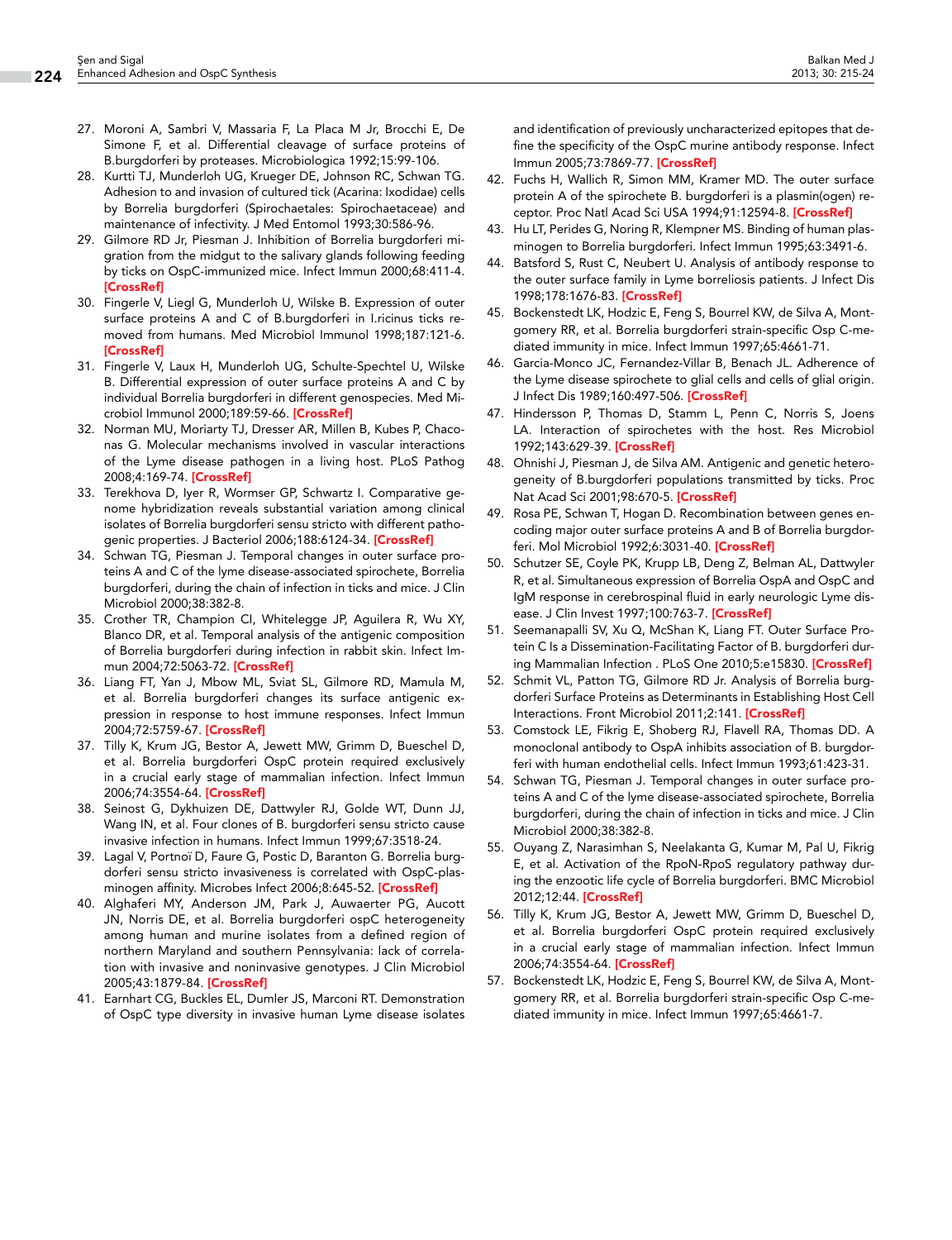27. Moroni A, Sambri V, Massaria F, La Placa M Jr, Brocchi E, De Simone F, et al. Differential cleavage of surface proteins of B.burgdorferi by proteases. Microbiologica 1992;15:99-106.
28. Kurtti TJ, Munderloh UG, Krueger DE, Johnson RC, Schwan TG. Adhesion to and invasion of cultured tick (Acarina: Ixodidae) cells by Borrelia burgdorferi (Spirochaetales: Spirochaetaceae) and maintenance of infectivity. J Med Entomol 1993;30:586-96.
29. Gilmore RD Jr, Piesman J. Inhibition of Borrelia burgdorferi migration from the midgut to the salivary glands following feeding by ticks on OspC-immunized mice. Infect Immun 2000;68:411-4. [CrossRef]
30. Fingerle V, Liegl G, Munderloh U, Wilske B. Expression of outer surface proteins A and C of B.burgdorferi in I.ricinus ticks removed from humans. Med Microbiol Immunol 1998;187:121-6. [CrossRef]
31. Fingerle V, Laux H, Munderloh UG, Schulte-Spechtel U, Wilske B. Differential expression of outer surface proteins A and C by individual Borrelia burgdorferi in different genospecies. Med Microbiol Immunol 2000;189:59-66. [CrossRef]
32. Norman MU, Moriarty TJ, Dresser AR, Millen B, Kubes P, Chaconas G. Molecular mechanisms involved in vascular interactions of the Lyme disease pathogen in a living host. PLoS Pathog 2008;4:169-74. [CrossRef]
33. Terekhova D, Iyer R, Wormser GP, Schwartz I. Comparative genome hybridization reveals substantial variation among clinical isolates of Borrelia burgdorferi sensu stricto with different pathogenic properties. J Bacteriol 2006;188:6124-34. [CrossRef]
34. Schwan TG, Piesman J. Temporal changes in outer surface proteins A and C of the lyme disease-associated spirochete, Borrelia burgdorferi, during the chain of infection in ticks and mice. J Clin Microbiol 2000;38:382-8.
35. Crother TR, Champion CI, Whitelegge JP, Aguilera R, Wu XY, Blanco DR, et al. Temporal analysis of the antigenic composition of Borrelia burgdorferi during infection in rabbit skin. Infect Immun 2004;72:5063-72. [CrossRef]
36. Liang FT, Yan J, Mbow ML, Sviat SL, Gilmore RD, Mamula M, et al. Borrelia burgdorferi changes its surface antigenic expression in response to host immune responses. Infect Immun 2004;72:5759-67. [CrossRef]
37. Tilly K, Krum JG, Bestor A, Jewett MW, Grimm D, Bueschel D, et al. Borrelia burgdorferi OspC protein required exclusively in a crucial early stage of mammalian infection. Infect Immun 2006;74:3554-64. [CrossRef]
38. Seinost G, Dykhuizen DE, Dattwyler RJ, Golde WT, Dunn JJ, Wang IN, et al. Four clones of B. burgdorferi sensu stricto cause invasive infection in humans. Infect Immun 1999;67:3518-24.
39. Lagal V, Portnoï D, Faure G, Postic D, Baranton G. Borrelia burgdorferi sensu stricto invasiveness is correlated with OspC-plasminogen affinity. Microbes Infect 2006;8:645-52. [CrossRef]
40. Alghaferi MY, Anderson JM, Park J, Auwaerter PG, Aucott JN, Norris DE, et al. Borrelia burgdorferi ospC heterogeneity among human and murine isolates from a defined region of northern Maryland and southern Pennsylvania: lack of correlation with invasive and noninvasive genotypes. J Clin Microbiol 2005;43:1879-84. [CrossRef]
41. Earnhart CG, Buckles EL, Dumler JS, Marconi RT. Demonstration of OspC type diversity in invasive human Lyme disease isolates and identification of previously uncharacterized epitopes that define the specificity of the OspC murine antibody response. Infect Immun 2005;73:7869-77. [CrossRef]
42. Fuchs H, Wallich R, Simon MM, Kramer MD. The outer surface protein A of the spirochete B. burgdorferi is a plasmin(ogen) receptor. Proc Natl Acad Sci USA 1994;91:12594-8. [CrossRef]
43. Hu LT, Perides G, Noring R, Klempner MS. Binding of human plasminogen to Borrelia burgdorferi. Infect Immun 1995;63:3491-6.
44. Batsford S, Rust C, Neubert U. Analysis of antibody response to the outer surface family in Lyme borreliosis patients. J Infect Dis 1998;178:1676-83. [CrossRef]
45. Bockenstedt LK, Hodzic E, Feng S, Bourrel KW, de Silva A, Montgomery RR, et al. Borrelia burgdorferi strain-specific Osp C-mediated immunity in mice. Infect Immun 1997;65:4661-71.
46. Garcia-Monco JC, Fernandez-Villar B, Benach JL. Adherence of the Lyme disease spirochete to glial cells and cells of glial origin. J Infect Dis 1989;160:497-506. [CrossRef]
47. Hindersson P, Thomas D, Stamm L, Penn C, Norris S, Joens LA. Interaction of spirochetes with the host. Res Microbiol 1992;143:629-39. [CrossRef]
48. Ohnishi J, Piesman J, de Silva AM. Antigenic and genetic heterogeneity of B.burgdorferi populations transmitted by ticks. Proc Nat Acad Sci 2001;98:670-5. [CrossRef]
49. Rosa PE, Schwan T, Hogan D. Recombination between genes encoding major outer surface proteins A and B of Borrelia burgdorferi. Mol Microbiol 1992;6:3031-40. [CrossRef]
50. Schutzer SE, Coyle PK, Krupp LB, Deng Z, Belman AL, Dattwyler R, et al. Simultaneous expression of Borrelia OspA and OspC and IgM response in cerebrospinal fluid in early neurologic Lyme disease. J Clin Invest 1997;100:763-7. [CrossRef]
51. Seemanapalli SV, Xu Q, McShan K, Liang FT. Outer Surface Protein C Is a Dissemination-Facilitating Factor of B. burgdorferi during Mammalian Infection . PLoS One 2010;5:e15830. [CrossRef]
52. Schmit VL, Patton TG, Gilmore RD Jr. Analysis of Borrelia burgdorferi Surface Proteins as Determinants in Establishing Host Cell Interactions. Front Microbiol 2011;2:141. [CrossRef]
53. Comstock LE, Fikrig E, Shoberg RJ, Flavell RA, Thomas DD. A monoclonal antibody to OspA inhibits association of B. burgdorferi with human endothelial cells. Infect Immun 1993;61:423-31.
54. Schwan TG, Piesman J. Temporal changes in outer surface proteins A and C of the lyme disease-associated spirochete, Borrelia burgdorferi, during the chain of infection in ticks and mice. J Clin Microbiol 2000;38:382-8.
55. Ouyang Z, Narasimhan S, Neelakanta G, Kumar M, Pal U, Fikrig E, et al. Activation of the RpoN-RpoS regulatory pathway during the enzootic life cycle of Borrelia burgdorferi. BMC Microbiol 2012;12:44. [CrossRef]
56. Tilly K, Krum JG, Bestor A, Jewett MW, Grimm D, Bueschel D, et al. Borrelia burgdorferi OspC protein required exclusively in a crucial early stage of mammalian infection. Infect Immun 2006;74:3554-64. [CrossRef]
57. Bockenstedt LK, Hodzic E, Feng S, Bourrel KW, de Silva A, Montgomery RR, et al. Borrelia burgdorferi strain-specific Osp C-mediated immunity in mice. Infect Immun 1997;65:4661-7.